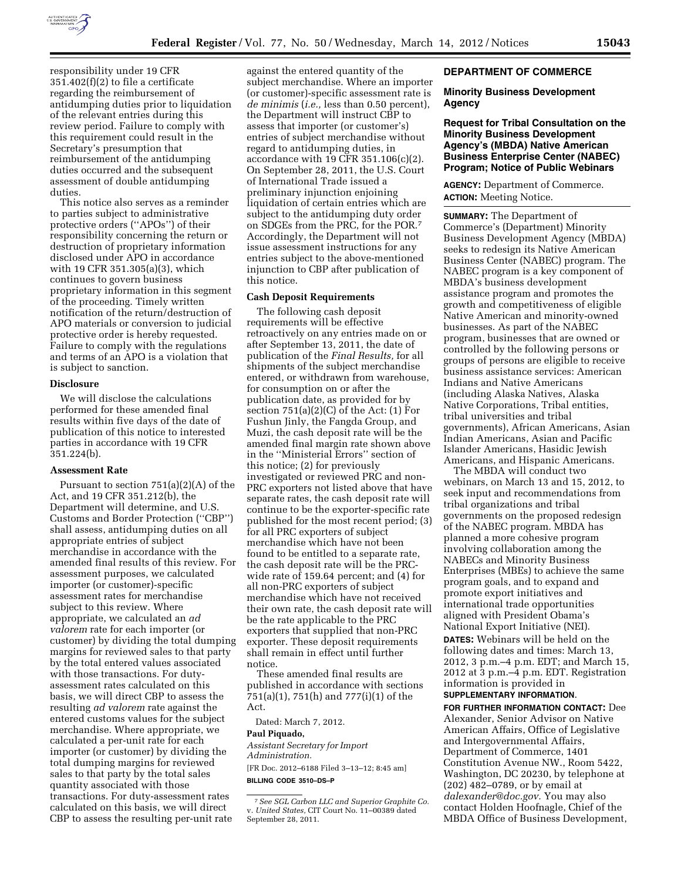responsibility under 19 CFR 351.402(f)(2) to file a certificate regarding the reimbursement of antidumping duties prior to liquidation of the relevant entries during this review period. Failure to comply with this requirement could result in the Secretary's presumption that reimbursement of the antidumping duties occurred and the subsequent assessment of double antidumping duties.

This notice also serves as a reminder to parties subject to administrative protective orders (''APOs'') of their responsibility concerning the return or destruction of proprietary information disclosed under APO in accordance with 19 CFR 351.305(a)(3), which continues to govern business proprietary information in this segment of the proceeding. Timely written notification of the return/destruction of APO materials or conversion to judicial protective order is hereby requested. Failure to comply with the regulations and terms of an APO is a violation that is subject to sanction.

**Disclosure**

We will disclose the calculations performed for these amended final results within five days of the date of publication of this notice to interested parties in accordance with 19 CFR 351.224(b).

**Assessment Rate**

Pursuant to section 751(a)(2)(A) of the Act, and 19 CFR 351.212(b), the Department will determine, and U.S. Customs and Border Protection (''CBP'') shall assess, antidumping duties on all appropriate entries of subject merchandise in accordance with the amended final results of this review. For assessment purposes, we calculated importer (or customer)-specific assessment rates for merchandise subject to this review. Where appropriate, we calculated an *ad valorem* rate for each importer (or customer) by dividing the total dumping margins for reviewed sales to that party by the total entered values associated with those transactions. For duty-assessment rates calculated on this basis, we will direct CBP to assess the resulting *ad valorem* rate against the entered customs values for the subject merchandise. Where appropriate, we calculated a per-unit rate for each importer (or customer) by dividing the total dumping margins for reviewed sales to that party by the total sales quantity associated with those transactions. For duty-assessment rates calculated on this basis, we will direct CBP to assess the resulting per-unit rate against the entered quantity of the subject merchandise. Where an importer (or customer)-specific assessment rate is *de minimis* (*i.e.,* less than 0.50 percent), the Department will instruct CBP to assess that importer (or customer's) entries of subject merchandise without regard to antidumping duties, in accordance with 19 CFR 351.106(c)(2). On September 28, 2011, the U.S. Court of International Trade issued a preliminary injunction enjoining liquidation of certain entries which are subject to the antidumping duty order on SDGEs from the PRC, for the POR.[7] Accordingly, the Department will not issue assessment instructions for any entries subject to the above-mentioned injunction to CBP after publication of this notice.

**Cash Deposit Requirements**

The following cash deposit requirements will be effective retroactively on any entries made on or after September 13, 2011, the date of publication of the *Final Results,* for all shipments of the subject merchandise entered, or withdrawn from warehouse, for consumption on or after the publication date, as provided for by section 751(a)(2)(C) of the Act: (1) For Fushun Jinly, the Fangda Group, and Muzi, the cash deposit rate will be the amended final margin rate shown above in the ''Ministerial Errors'' section of this notice; (2) for previously investigated or reviewed PRC and non-PRC exporters not listed above that have separate rates, the cash deposit rate will continue to be the exporter-specific rate published for the most recent period; (3) for all PRC exporters of subject merchandise which have not been found to be entitled to a separate rate, the cash deposit rate will be the PRC-wide rate of 159.64 percent; and (4) for all non-PRC exporters of subject merchandise which have not received their own rate, the cash deposit rate will be the rate applicable to the PRC exporters that supplied that non-PRC exporter. These deposit requirements shall remain in effect until further notice.

These amended final results are published in accordance with sections 751(a)(1), 751(h) and 777(i)(1) of the Act.

Dated: March 7, 2012.

**Paul Piquado,**

*Assistant Secretary for Import Administration.*

[FR Doc. 2012–6188 Filed 3–13–12; 8:45 am]

**BILLING CODE 3510–DS–P**

[7] *See SGL Carbon LLC and Superior Graphite Co.* v. *United States,* CIT Court No. 11–00389 dated September 28, 2011.

## DEPARTMENT OF COMMERCE

### Minority Business Development Agency

### Request for Tribal Consultation on the Minority Business Development Agency's (MBDA) Native American Business Enterprise Center (NABEC) Program; Notice of Public Webinars

**AGENCY:** Department of Commerce.

**ACTION:** Meeting Notice.

**SUMMARY:** The Department of Commerce's (Department) Minority Business Development Agency (MBDA) seeks to redesign its Native American Business Center (NABEC) program. The NABEC program is a key component of MBDA's business development assistance program and promotes the growth and competitiveness of eligible Native American and minority-owned businesses. As part of the NABEC program, businesses that are owned or controlled by the following persons or groups of persons are eligible to receive business assistance services: American Indians and Native Americans (including Alaska Natives, Alaska Native Corporations, Tribal entities, tribal universities and tribal governments), African Americans, Asian Indian Americans, Asian and Pacific Islander Americans, Hasidic Jewish Americans, and Hispanic Americans.

The MBDA will conduct two webinars, on March 13 and 15, 2012, to seek input and recommendations from tribal organizations and tribal governments on the proposed redesign of the NABEC program. MBDA has planned a more cohesive program involving collaboration among the NABECs and Minority Business Enterprises (MBEs) to achieve the same program goals, and to expand and promote export initiatives and international trade opportunities aligned with President Obama's National Export Initiative (NEI).

**DATES:** Webinars will be held on the following dates and times: March 13, 2012, 3 p.m.–4 p.m. EDT; and March 15, 2012 at 3 p.m.–4 p.m. EDT. Registration information is provided in **SUPPLEMENTARY INFORMATION**.

**FOR FURTHER INFORMATION CONTACT:** Dee Alexander, Senior Advisor on Native American Affairs, Office of Legislative and Intergovernmental Affairs, Department of Commerce, 1401 Constitution Avenue NW., Room 5422, Washington, DC 20230, by telephone at (202) 482–0789, or by email at *dalexander@doc.gov.* You may also contact Holden Hoofnagle, Chief of the MBDA Office of Business Development,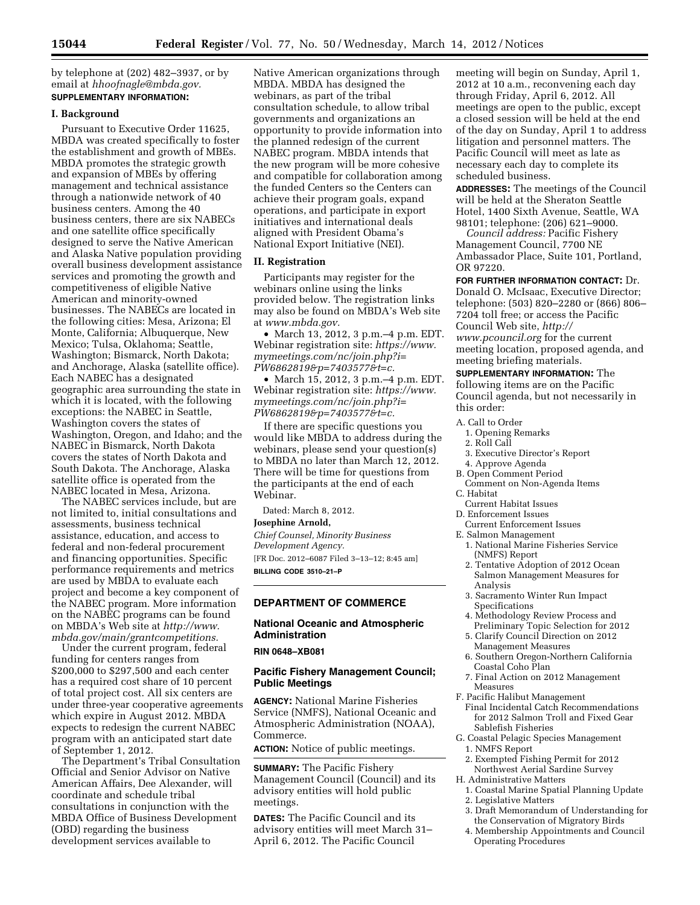by telephone at (202) 482–3937, or by email at *hhoofnagle@mbda.gov.*

**SUPPLEMENTARY INFORMATION:**

**I. Background**

Pursuant to Executive Order 11625, MBDA was created specifically to foster the establishment and growth of MBEs. MBDA promotes the strategic growth and expansion of MBEs by offering management and technical assistance through a nationwide network of 40 business centers. Among the 40 business centers, there are six NABECs and one satellite office specifically designed to serve the Native American and Alaska Native population providing overall business development assistance services and promoting the growth and competitiveness of eligible Native American and minority-owned businesses. The NABECs are located in the following cities: Mesa, Arizona; El Monte, California; Albuquerque, New Mexico; Tulsa, Oklahoma; Seattle, Washington; Bismarck, North Dakota; and Anchorage, Alaska (satellite office). Each NABEC has a designated geographic area surrounding the state in which it is located, with the following exceptions: the NABEC in Seattle, Washington covers the states of Washington, Oregon, and Idaho; and the NABEC in Bismarck, North Dakota covers the states of North Dakota and South Dakota. The Anchorage, Alaska satellite office is operated from the NABEC located in Mesa, Arizona.

The NABEC services include, but are not limited to, initial consultations and assessments, business technical assistance, education, and access to federal and non-federal procurement and financing opportunities. Specific performance requirements and metrics are used by MBDA to evaluate each project and become a key component of the NABEC program. More information on the NABEC programs can be found on MBDA's Web site at *http://www.mbda.gov/main/grantcompetitions.*

Under the current program, federal funding for centers ranges from $200,000 to $297,500 and each center has a required cost share of 10 percent of total project cost. All six centers are under three-year cooperative agreements which expire in August 2012. MBDA expects to redesign the current NABEC program with an anticipated start date of September 1, 2012.

The Department's Tribal Consultation Official and Senior Advisor on Native American Affairs, Dee Alexander, will coordinate and schedule tribal consultations in conjunction with the MBDA Office of Business Development (OBD) regarding the business development services available to Native American organizations through MBDA. MBDA has designed the webinars, as part of the tribal consultation schedule, to allow tribal governments and organizations an opportunity to provide information into the planned redesign of the current NABEC program. MBDA intends that the new program will be more cohesive and compatible for collaboration among the funded Centers so the Centers can achieve their program goals, expand operations, and participate in export initiatives and international deals aligned with President Obama's National Export Initiative (NEI).

**II. Registration**

Participants may register for the webinars online using the links provided below. The registration links may also be found on MBDA's Web site at *www.mbda.gov.*

- March 13, 2012, 3 p.m.–4 p.m. EDT. Webinar registration site: *https://www.mymeetings.com/nc/join.php?i=PW6862819&p=7403577&t=c.*
- March 15, 2012, 3 p.m.–4 p.m. EDT. Webinar registration site: *https://www.mymeetings.com/nc/join.php?i=PW6862819&p=7403577&t=c.*

If there are specific questions you would like MBDA to address during the webinars, please send your question(s) to MBDA no later than March 12, 2012. There will be time for questions from the participants at the end of each Webinar.

Dated: March 8, 2012.

**Josephine Arnold,**

*Chief Counsel, Minority Business Development Agency.*

[FR Doc. 2012–6087 Filed 3–13–12; 8:45 am]

**BILLING CODE 3510–21–P**

## DEPARTMENT OF COMMERCE

### National Oceanic and Atmospheric Administration

**RIN 0648–XB081**

### Pacific Fishery Management Council; Public Meetings

**AGENCY:** National Marine Fisheries Service (NMFS), National Oceanic and Atmospheric Administration (NOAA), Commerce.

**ACTION:** Notice of public meetings.

**SUMMARY:** The Pacific Fishery Management Council (Council) and its advisory entities will hold public meetings.

**DATES:** The Pacific Council and its advisory entities will meet March 31–April 6, 2012. The Pacific Council meeting will begin on Sunday, April 1, 2012 at 10 a.m., reconvening each day through Friday, April 6, 2012. All meetings are open to the public, except a closed session will be held at the end of the day on Sunday, April 1 to address litigation and personnel matters. The Pacific Council will meet as late as necessary each day to complete its scheduled business.

**ADDRESSES:** The meetings of the Council will be held at the Sheraton Seattle Hotel, 1400 Sixth Avenue, Seattle, WA 98101; telephone: (206) 621–9000.

*Council address:* Pacific Fishery Management Council, 7700 NE Ambassador Place, Suite 101, Portland, OR 97220.

**FOR FURTHER INFORMATION CONTACT:** Dr. Donald O. McIsaac, Executive Director; telephone: (503) 820–2280 or (866) 806–7204 toll free; or access the Pacific Council Web site, *http://www.pcouncil.org* for the current meeting location, proposed agenda, and meeting briefing materials.

**SUPPLEMENTARY INFORMATION:** The following items are on the Pacific Council agenda, but not necessarily in this order:

A. Call to Order
  1. Opening Remarks
  2. Roll Call
  3. Executive Director's Report
  4. Approve Agenda

B. Open Comment Period
  Comment on Non-Agenda Items

C. Habitat
  Current Habitat Issues

D. Enforcement Issues
  Current Enforcement Issues

E. Salmon Management
  1. National Marine Fisheries Service (NMFS) Report
  2. Tentative Adoption of 2012 Ocean Salmon Management Measures for Analysis
  3. Sacramento Winter Run Impact Specifications
  4. Methodology Review Process and Preliminary Topic Selection for 2012
  5. Clarify Council Direction on 2012 Management Measures
  6. Southern Oregon-Northern California Coastal Coho Plan
  7. Final Action on 2012 Management Measures

F. Pacific Halibut Management
  Final Incidental Catch Recommendations for 2012 Salmon Troll and Fixed Gear Sablefish Fisheries

G. Coastal Pelagic Species Management
  1. NMFS Report
  2. Exempted Fishing Permit for 2012 Northwest Aerial Sardine Survey

H. Administrative Matters
  1. Coastal Marine Spatial Planning Update
  2. Legislative Matters
  3. Draft Memorandum of Understanding for the Conservation of Migratory Birds
  4. Membership Appointments and Council Operating Procedures